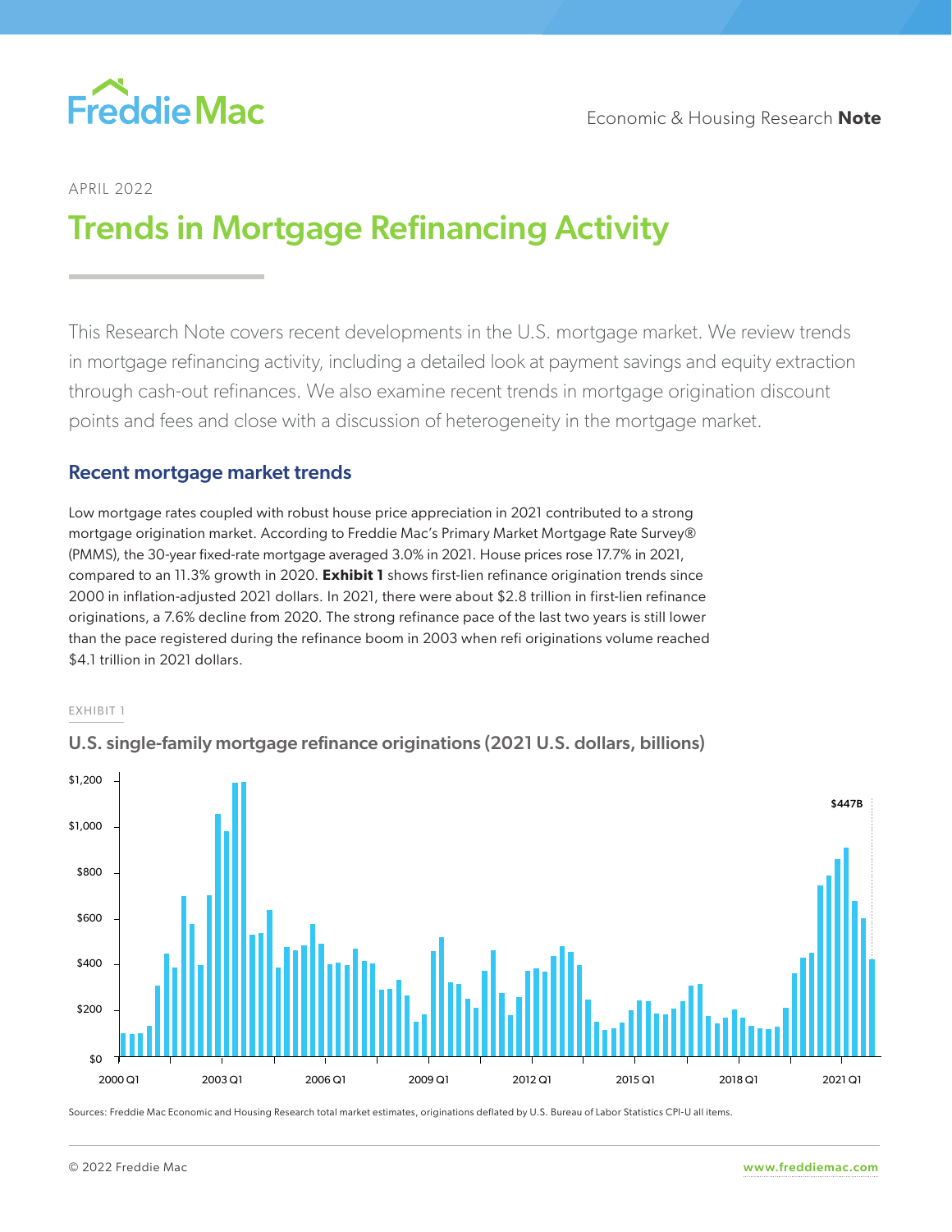APRIL 2022

# Trends in Mortgage Refinancing Activity

This Research Note covers recent developments in the U.S. mortgage market. We review trends in mortgage refinancing activity, including a detailed look at payment savings and equity extraction through cash-out refinances. We also examine recent trends in mortgage origination discount points and fees and close with a discussion of heterogeneity in the mortgage market.

## Recent mortgage market trends

Low mortgage rates coupled with robust house price appreciation in 2021 contributed to a strong mortgage origination market. According to Freddie Mac's Primary Market Mortgage Rate Survey® (PMMS), the 30-year fixed-rate mortgage averaged 3.0% in 2021. House prices rose 17.7% in 2021, compared to an 11.3% growth in 2020. **Exhibit 1** shows first-lien refinance origination trends since 2000 in inflation-adjusted 2021 dollars. In 2021, there were about $2.8 trillion in first-lien refinance originations, a 7.6% decline from 2020. The strong refinance pace of the last two years is still lower than the pace registered during the refinance boom in 2003 when refi originations volume reached $4.1 trillion in 2021 dollars.

EXHIBIT 1

### U.S. single-family mortgage refinance originations (2021 U.S. dollars, billions)

Sources: Freddie Mac Economic and Housing Research total market estimates, originations deflated by U.S. Bureau of Labor Statistics CPI-U all items.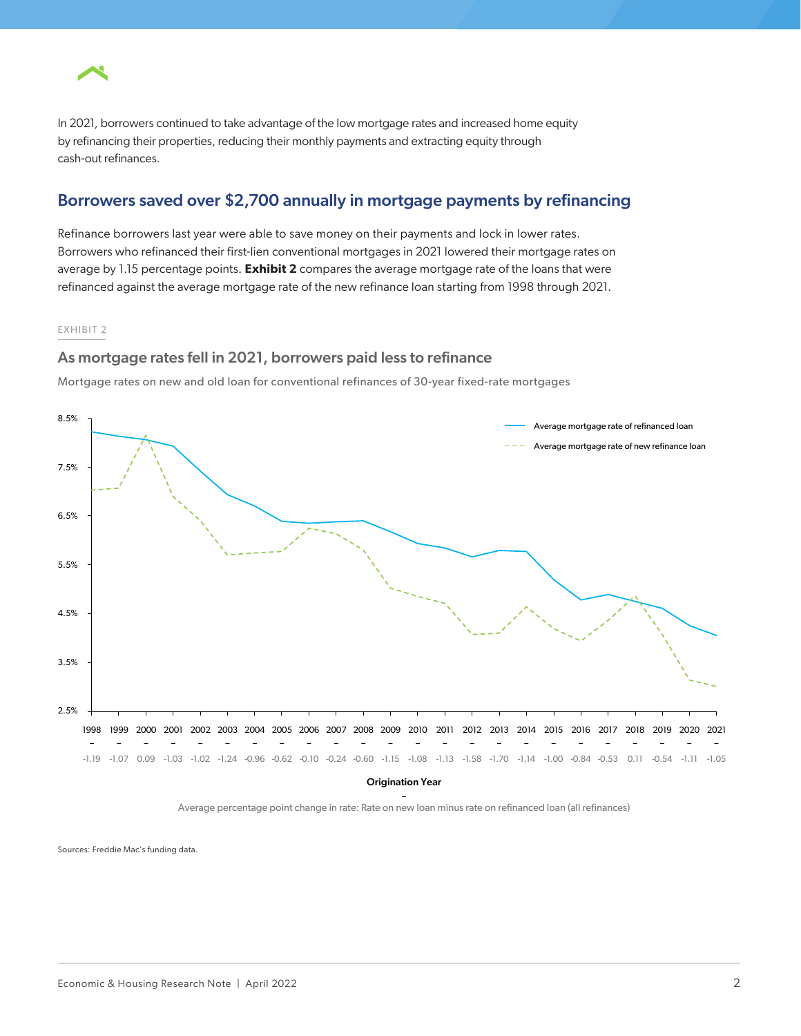In 2021, borrowers continued to take advantage of the low mortgage rates and increased home equity by refinancing their properties, reducing their monthly payments and extracting equity through cash-out refinances.

## Borrowers saved over $2,700 annually in mortgage payments by refinancing

Refinance borrowers last year were able to save money on their payments and lock in lower rates. Borrowers who refinanced their first-lien conventional mortgages in 2021 lowered their mortgage rates on average by 1.15 percentage points. **Exhibit 2** compares the average mortgage rate of the loans that were refinanced against the average mortgage rate of the new refinance loan starting from 1998 through 2021.

EXHIBIT 2

### As mortgage rates fell in 2021, borrowers paid less to refinance

Mortgage rates on new and old loan for conventional refinances of 30-year fixed-rate mortgages

Legend: Average mortgage rate of refinanced loan; Average mortgage rate of new refinance loan

| Origination Year | 1998 | 1999 | 2000 | 2001 | 2002 | 2003 | 2004 | 2005 | 2006 | 2007 | 2008 | 2009 | 2010 | 2011 | 2012 | 2013 | 2014 | 2015 | 2016 | 2017 | 2018 | 2019 | 2020 | 2021 |
|---|---|---|---|---|---|---|---|---|---|---|---|---|---|---|---|---|---|---|---|---|---|---|---|---|
| Average percentage point change in rate | -1.19 | -1.07 | 0.09 | -1.03 | -1.02 | -1.24 | -0.96 | -0.62 | -0.10 | -0.24 | -0.60 | -1.15 | -1.08 | -1.13 | -1.58 | -1.70 | -1.14 | -1.00 | -0.84 | -0.53 | 0.11 | -0.54 | -1.11 | -1.05 |

Average percentage point change in rate: Rate on new loan minus rate on refinanced loan (all refinances)

Sources: Freddie Mac's funding data.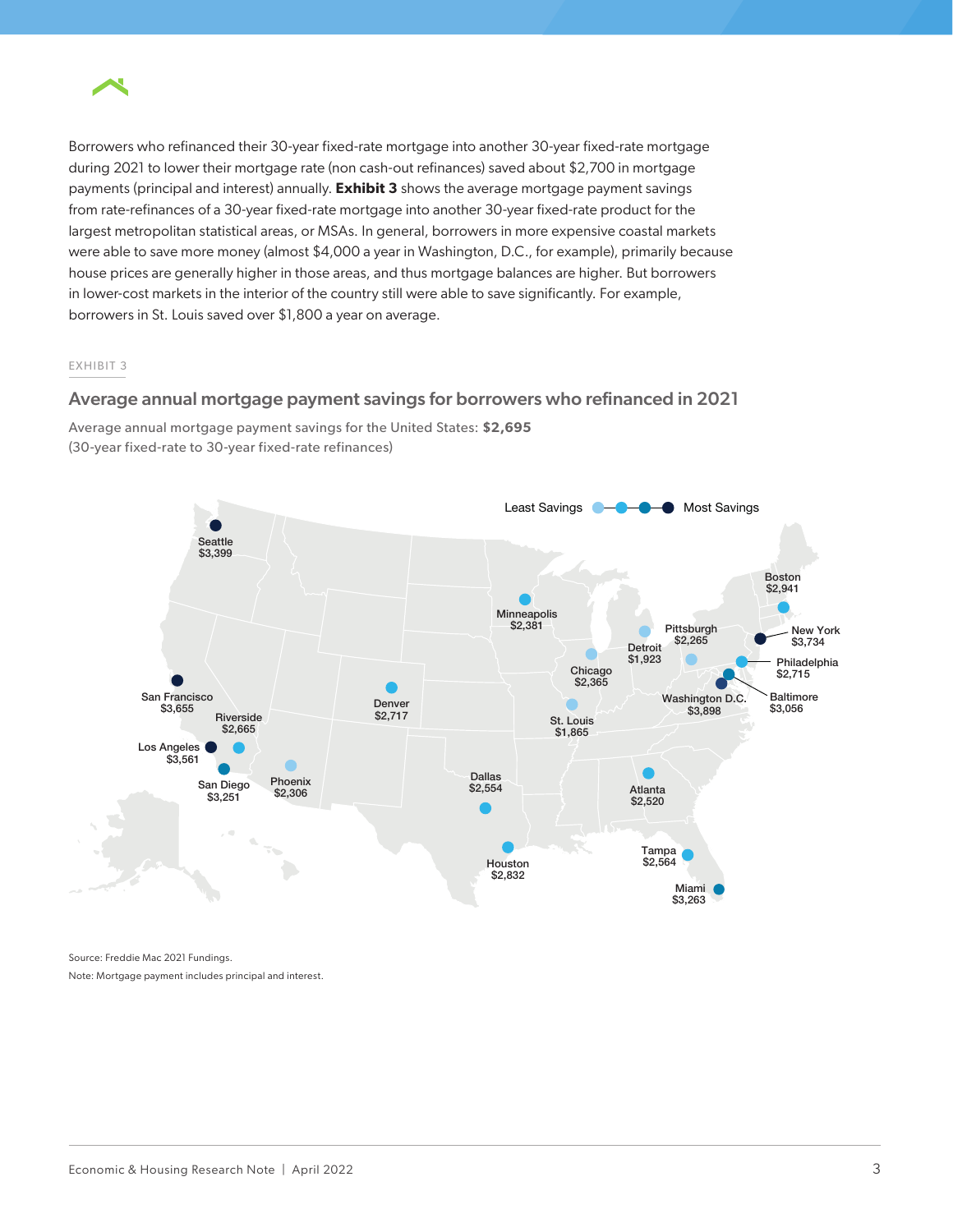Borrowers who refinanced their 30-year fixed-rate mortgage into another 30-year fixed-rate mortgage during 2021 to lower their mortgage rate (non cash-out refinances) saved about $2,700 in mortgage payments (principal and interest) annually. **Exhibit 3** shows the average mortgage payment savings from rate-refinances of a 30-year fixed-rate mortgage into another 30-year fixed-rate product for the largest metropolitan statistical areas, or MSAs. In general, borrowers in more expensive coastal markets were able to save more money (almost $4,000 a year in Washington, D.C., for example), primarily because house prices are generally higher in those areas, and thus mortgage balances are higher. But borrowers in lower-cost markets in the interior of the country still were able to save significantly. For example, borrowers in St. Louis saved over $1,800 a year on average.

EXHIBIT 3

## Average annual mortgage payment savings for borrowers who refinanced in 2021

Average annual mortgage payment savings for the United States: **$2,695**
(30-year fixed-rate to 30-year fixed-rate refinances)

Least Savings — Most Savings

| MSA | Savings |
|---|---|
| Seattle | $3,399 |
| San Francisco | $3,655 |
| Riverside | $2,665 |
| Los Angeles | $3,561 |
| San Diego | $3,251 |
| Phoenix | $2,306 |
| Denver | $2,717 |
| Dallas | $2,554 |
| Houston | $2,832 |
| Minneapolis | $2,381 |
| Chicago | $2,365 |
| St. Louis | $1,865 |
| Detroit | $1,923 |
| Pittsburgh | $2,265 |
| Atlanta | $2,520 |
| Tampa | $2,564 |
| Miami | $3,263 |
| Washington D.C. | $3,898 |
| Baltimore | $3,056 |
| Philadelphia | $2,715 |
| New York | $3,734 |
| Boston | $2,941 |

Source: Freddie Mac 2021 Fundings.

Note: Mortgage payment includes principal and interest.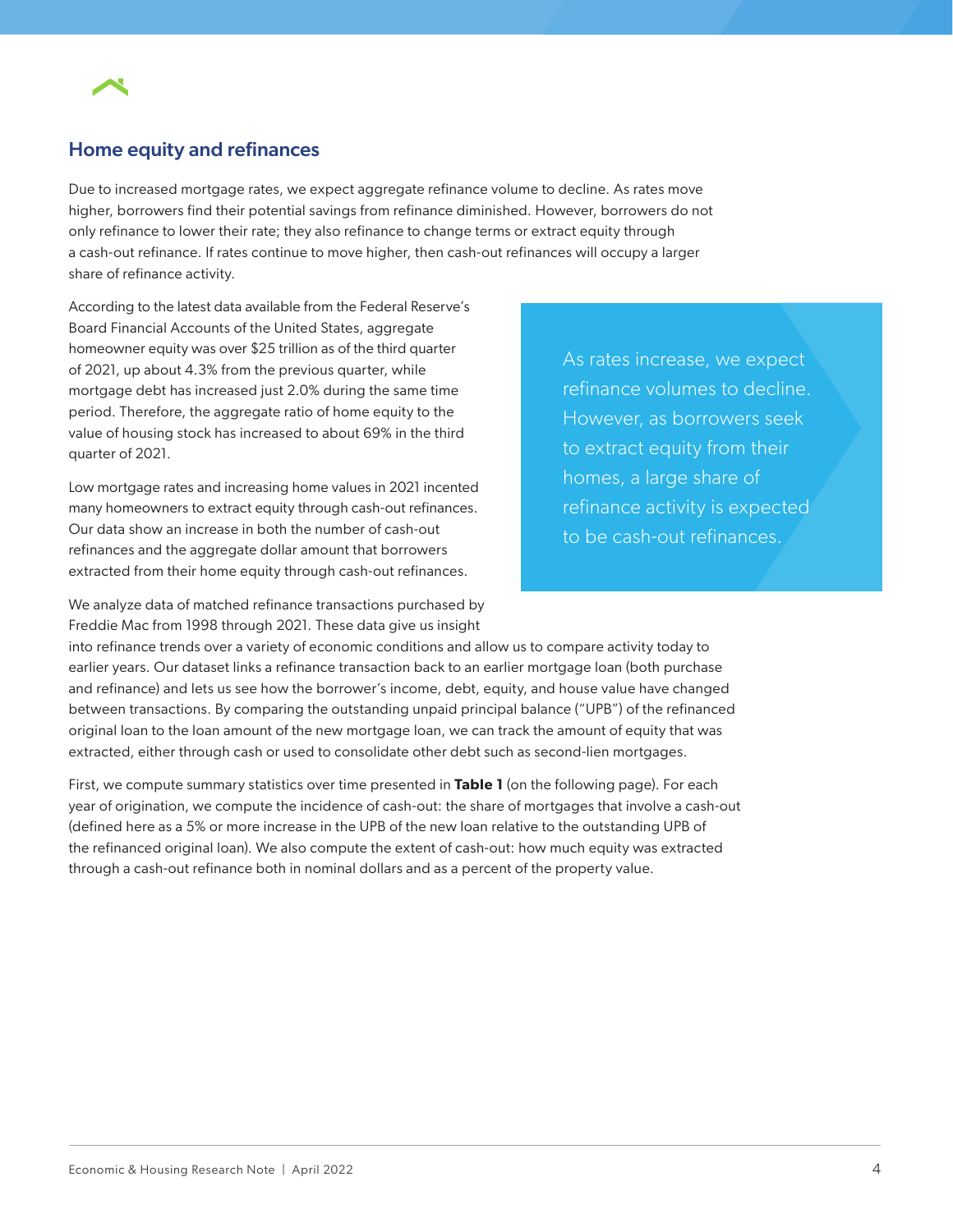## Home equity and refinances

Due to increased mortgage rates, we expect aggregate refinance volume to decline. As rates move higher, borrowers find their potential savings from refinance diminished. However, borrowers do not only refinance to lower their rate; they also refinance to change terms or extract equity through a cash-out refinance. If rates continue to move higher, then cash-out refinances will occupy a larger share of refinance activity.

According to the latest data available from the Federal Reserve's Board Financial Accounts of the United States, aggregate homeowner equity was over $25 trillion as of the third quarter of 2021, up about 4.3% from the previous quarter, while mortgage debt has increased just 2.0% during the same time period. Therefore, the aggregate ratio of home equity to the value of housing stock has increased to about 69% in the third quarter of 2021.

> As rates increase, we expect refinance volumes to decline. However, as borrowers seek to extract equity from their homes, a large share of refinance activity is expected to be cash-out refinances.

Low mortgage rates and increasing home values in 2021 incented many homeowners to extract equity through cash-out refinances. Our data show an increase in both the number of cash-out refinances and the aggregate dollar amount that borrowers extracted from their home equity through cash-out refinances.

We analyze data of matched refinance transactions purchased by Freddie Mac from 1998 through 2021. These data give us insight into refinance trends over a variety of economic conditions and allow us to compare activity today to earlier years. Our dataset links a refinance transaction back to an earlier mortgage loan (both purchase and refinance) and lets us see how the borrower's income, debt, equity, and house value have changed between transactions. By comparing the outstanding unpaid principal balance ("UPB") of the refinanced original loan to the loan amount of the new mortgage loan, we can track the amount of equity that was extracted, either through cash or used to consolidate other debt such as second-lien mortgages.

First, we compute summary statistics over time presented in **Table 1** (on the following page). For each year of origination, we compute the incidence of cash-out: the share of mortgages that involve a cash-out (defined here as a 5% or more increase in the UPB of the new loan relative to the outstanding UPB of the refinanced original loan). We also compute the extent of cash-out: how much equity was extracted through a cash-out refinance both in nominal dollars and as a percent of the property value.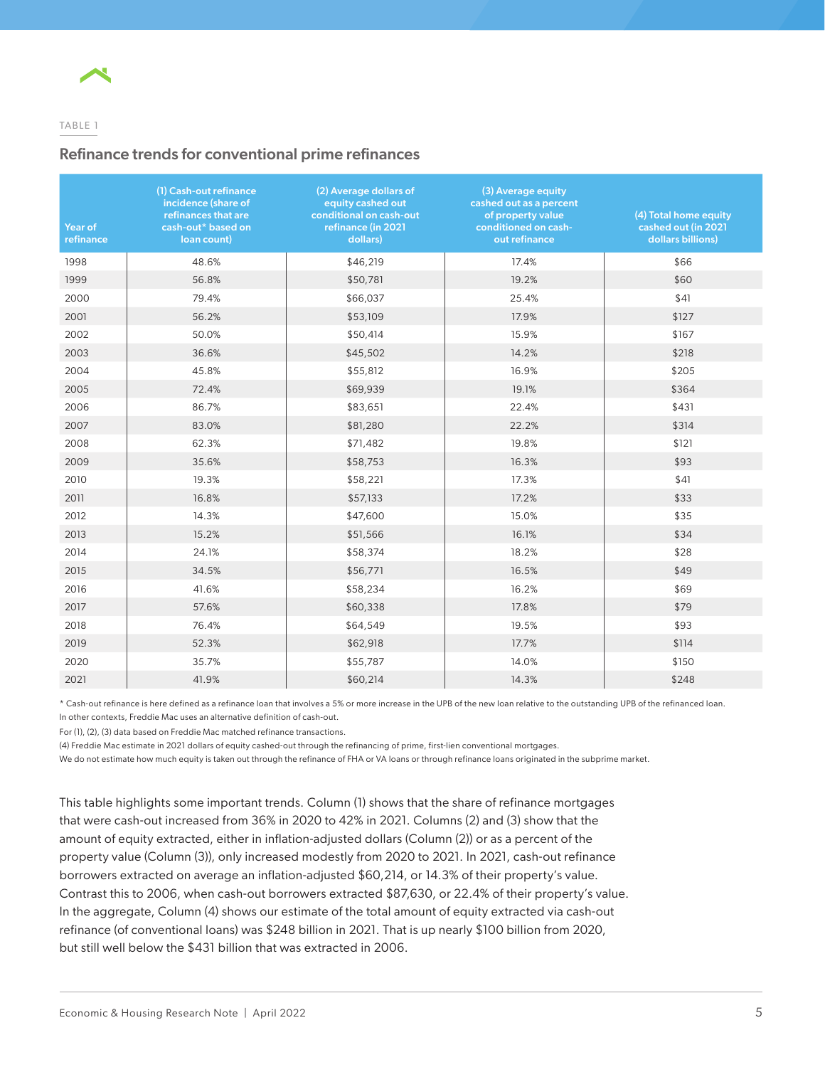TABLE 1

## Refinance trends for conventional prime refinances

| Year of refinance | (1) Cash-out refinance incidence (share of refinances that are cash-out* based on loan count) | (2) Average dollars of equity cashed out conditional on cash-out refinance (in 2021 dollars) | (3) Average equity cashed out as a percent of property value conditioned on cash-out refinance | (4) Total home equity cashed out (in 2021 dollars billions) |
|---|---|---|---|---|
| 1998 | 48.6% | $46,219 | 17.4% | $66 |
| 1999 | 56.8% | $50,781 | 19.2% | $60 |
| 2000 | 79.4% | $66,037 | 25.4% | $41 |
| 2001 | 56.2% | $53,109 | 17.9% | $127 |
| 2002 | 50.0% | $50,414 | 15.9% | $167 |
| 2003 | 36.6% | $45,502 | 14.2% | $218 |
| 2004 | 45.8% | $55,812 | 16.9% | $205 |
| 2005 | 72.4% | $69,939 | 19.1% | $364 |
| 2006 | 86.7% | $83,651 | 22.4% | $431 |
| 2007 | 83.0% | $81,280 | 22.2% | $314 |
| 2008 | 62.3% | $71,482 | 19.8% | $121 |
| 2009 | 35.6% | $58,753 | 16.3% | $93 |
| 2010 | 19.3% | $58,221 | 17.3% | $41 |
| 2011 | 16.8% | $57,133 | 17.2% | $33 |
| 2012 | 14.3% | $47,600 | 15.0% | $35 |
| 2013 | 15.2% | $51,566 | 16.1% | $34 |
| 2014 | 24.1% | $58,374 | 18.2% | $28 |
| 2015 | 34.5% | $56,771 | 16.5% | $49 |
| 2016 | 41.6% | $58,234 | 16.2% | $69 |
| 2017 | 57.6% | $60,338 | 17.8% | $79 |
| 2018 | 76.4% | $64,549 | 19.5% | $93 |
| 2019 | 52.3% | $62,918 | 17.7% | $114 |
| 2020 | 35.7% | $55,787 | 14.0% | $150 |
| 2021 | 41.9% | $60,214 | 14.3% | $248 |

* Cash-out refinance is here defined as a refinance loan that involves a 5% or more increase in the UPB of the new loan relative to the outstanding UPB of the refinanced loan. In other contexts, Freddie Mac uses an alternative definition of cash-out.

For (1), (2), (3) data based on Freddie Mac matched refinance transactions.

(4) Freddie Mac estimate in 2021 dollars of equity cashed-out through the refinancing of prime, first-lien conventional mortgages.

We do not estimate how much equity is taken out through the refinance of FHA or VA loans or through refinance loans originated in the subprime market.

This table highlights some important trends. Column (1) shows that the share of refinance mortgages that were cash-out increased from 36% in 2020 to 42% in 2021. Columns (2) and (3) show that the amount of equity extracted, either in inflation-adjusted dollars (Column (2)) or as a percent of the property value (Column (3)), only increased modestly from 2020 to 2021. In 2021, cash-out refinance borrowers extracted on average an inflation-adjusted $60,214, or 14.3% of their property's value. Contrast this to 2006, when cash-out borrowers extracted $87,630, or 22.4% of their property's value. In the aggregate, Column (4) shows our estimate of the total amount of equity extracted via cash-out refinance (of conventional loans) was $248 billion in 2021. That is up nearly $100 billion from 2020, but still well below the $431 billion that was extracted in 2006.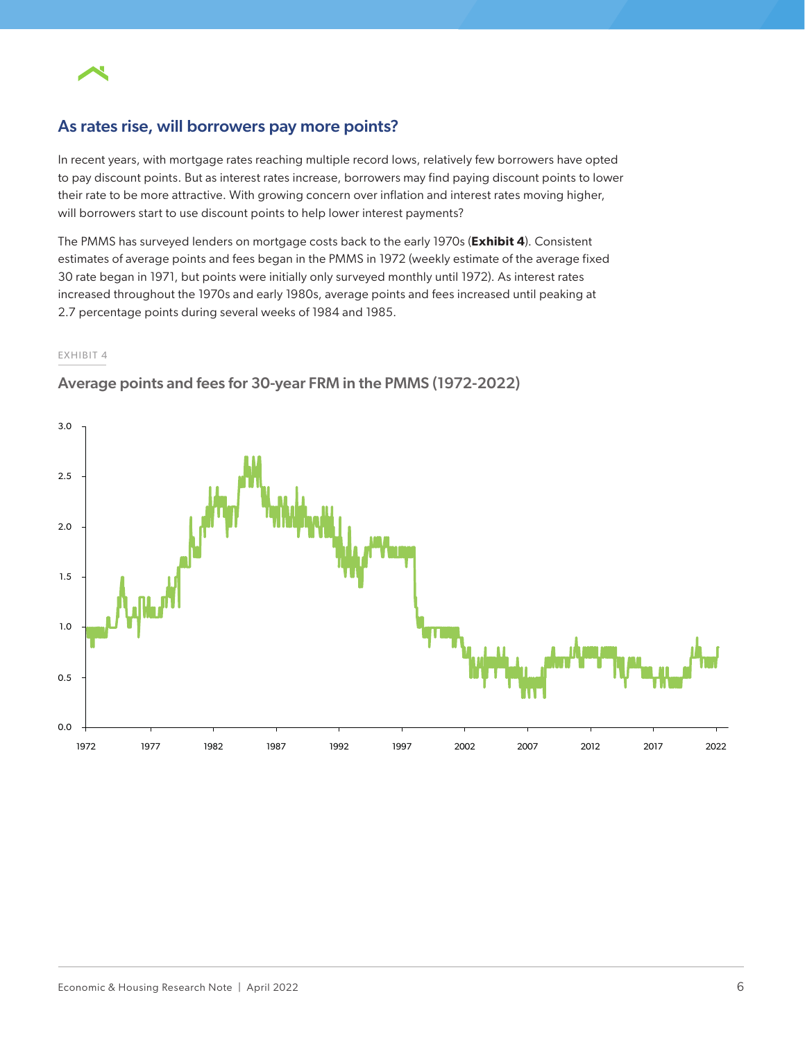## As rates rise, will borrowers pay more points?

In recent years, with mortgage rates reaching multiple record lows, relatively few borrowers have opted to pay discount points. But as interest rates increase, borrowers may find paying discount points to lower their rate to be more attractive. With growing concern over inflation and interest rates moving higher, will borrowers start to use discount points to help lower interest payments?

The PMMS has surveyed lenders on mortgage costs back to the early 1970s (**Exhibit 4**). Consistent estimates of average points and fees began in the PMMS in 1972 (weekly estimate of the average fixed 30 rate began in 1971, but points were initially only surveyed monthly until 1972). As interest rates increased throughout the 1970s and early 1980s, average points and fees increased until peaking at 2.7 percentage points during several weeks of 1984 and 1985.

EXHIBIT 4

### Average points and fees for 30-year FRM in the PMMS (1972-2022)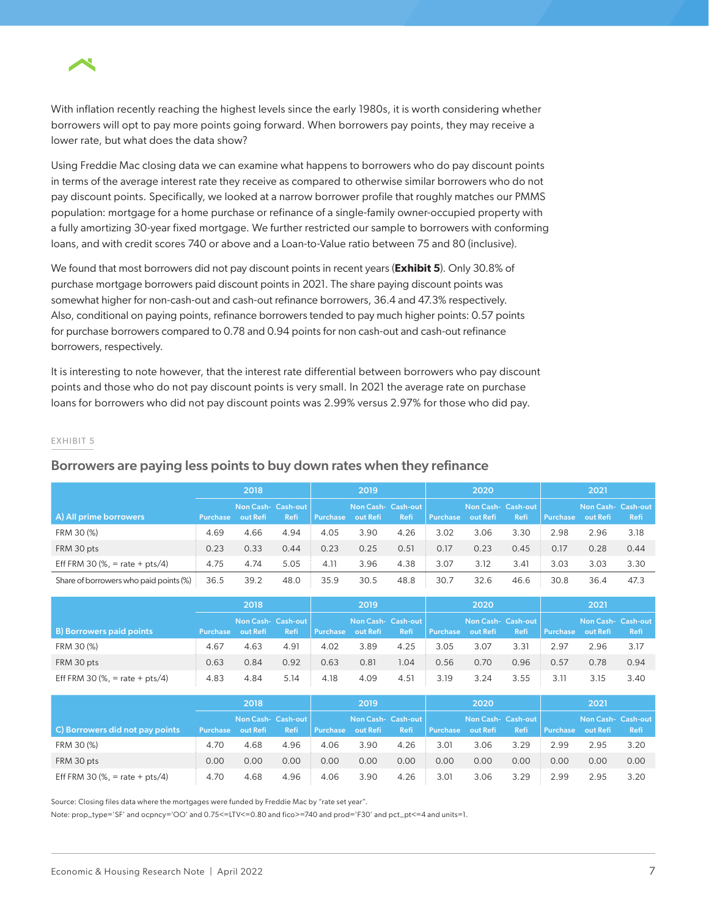With inflation recently reaching the highest levels since the early 1980s, it is worth considering whether borrowers will opt to pay more points going forward. When borrowers pay points, they may receive a lower rate, but what does the data show?

Using Freddie Mac closing data we can examine what happens to borrowers who do pay discount points in terms of the average interest rate they receive as compared to otherwise similar borrowers who do not pay discount points. Specifically, we looked at a narrow borrower profile that roughly matches our PMMS population: mortgage for a home purchase or refinance of a single-family owner-occupied property with a fully amortizing 30-year fixed mortgage. We further restricted our sample to borrowers with conforming loans, and with credit scores 740 or above and a Loan-to-Value ratio between 75 and 80 (inclusive).

We found that most borrowers did not pay discount points in recent years (**Exhibit 5**). Only 30.8% of purchase mortgage borrowers paid discount points in 2021. The share paying discount points was somewhat higher for non-cash-out and cash-out refinance borrowers, 36.4 and 47.3% respectively. Also, conditional on paying points, refinance borrowers tended to pay much higher points: 0.57 points for purchase borrowers compared to 0.78 and 0.94 points for non cash-out and cash-out refinance borrowers, respectively.

It is interesting to note however, that the interest rate differential between borrowers who pay discount points and those who do not pay discount points is very small. In 2021 the average rate on purchase loans for borrowers who did not pay discount points was 2.99% versus 2.97% for those who did pay.

EXHIBIT 5

## Borrowers are paying less points to buy down rates when they refinance

| | 2018 | | | 2019 | | | 2020 | | | 2021 | | |
|---|---|---|---|---|---|---|---|---|---|---|---|---|
| A) All prime borrowers | Purchase | Non Cash-out Refi | Cash-out Refi | Purchase | Non Cash-out Refi | Cash-out Refi | Purchase | Non Cash-out Refi | Cash-out Refi | Purchase | Non Cash-out Refi | Cash-out Refi |
| FRM 30 (%) | 4.69 | 4.66 | 4.94 | 4.05 | 3.90 | 4.26 | 3.02 | 3.06 | 3.30 | 2.98 | 2.96 | 3.18 |
| FRM 30 pts | 0.23 | 0.33 | 0.44 | 0.23 | 0.25 | 0.51 | 0.17 | 0.23 | 0.45 | 0.17 | 0.28 | 0.44 |
| Eff FRM 30 (%, = rate + pts/4) | 4.75 | 4.74 | 5.05 | 4.11 | 3.96 | 4.38 | 3.07 | 3.12 | 3.41 | 3.03 | 3.03 | 3.30 |
| Share of borrowers who paid points (%) | 36.5 | 39.2 | 48.0 | 35.9 | 30.5 | 48.8 | 30.7 | 32.6 | 46.6 | 30.8 | 36.4 | 47.3 |

| | 2018 | | | 2019 | | | 2020 | | | 2021 | | |
|---|---|---|---|---|---|---|---|---|---|---|---|---|
| B) Borrowers paid points | Purchase | Non Cash-out Refi | Cash-out Refi | Purchase | Non Cash-out Refi | Cash-out Refi | Purchase | Non Cash-out Refi | Cash-out Refi | Purchase | Non Cash-out Refi | Cash-out Refi |
| FRM 30 (%) | 4.67 | 4.63 | 4.91 | 4.02 | 3.89 | 4.25 | 3.05 | 3.07 | 3.31 | 2.97 | 2.96 | 3.17 |
| FRM 30 pts | 0.63 | 0.84 | 0.92 | 0.63 | 0.81 | 1.04 | 0.56 | 0.70 | 0.96 | 0.57 | 0.78 | 0.94 |
| Eff FRM 30 (%, = rate + pts/4) | 4.83 | 4.84 | 5.14 | 4.18 | 4.09 | 4.51 | 3.19 | 3.24 | 3.55 | 3.11 | 3.15 | 3.40 |

| | 2018 | | | 2019 | | | 2020 | | | 2021 | | |
|---|---|---|---|---|---|---|---|---|---|---|---|---|
| C) Borrowers did not pay points | Purchase | Non Cash-out Refi | Cash-out Refi | Purchase | Non Cash-out Refi | Cash-out Refi | Purchase | Non Cash-out Refi | Cash-out Refi | Purchase | Non Cash-out Refi | Cash-out Refi |
| FRM 30 (%) | 4.70 | 4.68 | 4.96 | 4.06 | 3.90 | 4.26 | 3.01 | 3.06 | 3.29 | 2.99 | 2.95 | 3.20 |
| FRM 30 pts | 0.00 | 0.00 | 0.00 | 0.00 | 0.00 | 0.00 | 0.00 | 0.00 | 0.00 | 0.00 | 0.00 | 0.00 |
| Eff FRM 30 (%, = rate + pts/4) | 4.70 | 4.68 | 4.96 | 4.06 | 3.90 | 4.26 | 3.01 | 3.06 | 3.29 | 2.99 | 2.95 | 3.20 |

Source: Closing files data where the mortgages were funded by Freddie Mac by "rate set year".

Note: prop_type='SF' and ocpncy='OO' and 0.75<=LTV<=0.80 and fico>=740 and prod='F30' and pct_pt<=4 and units=1.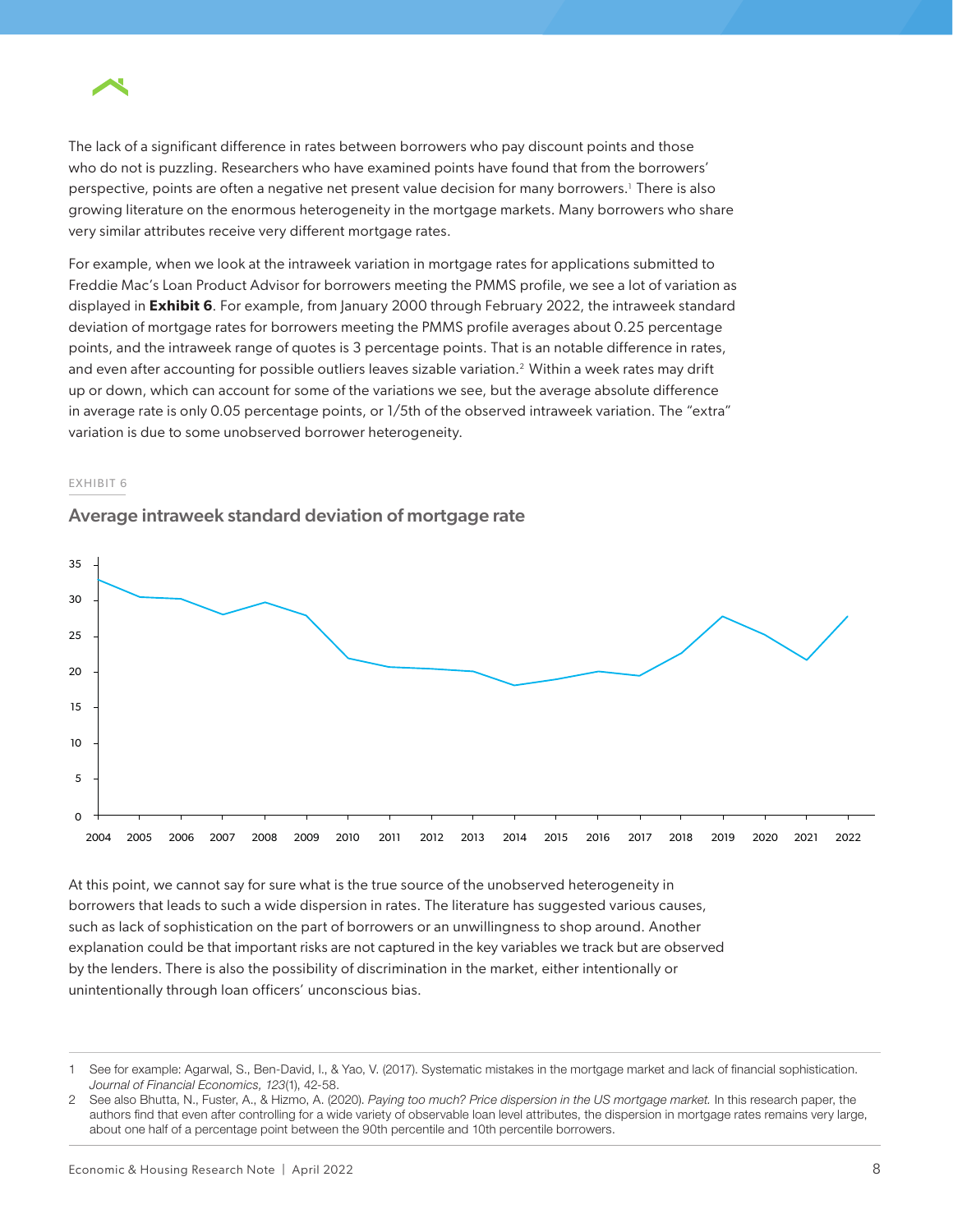The lack of a significant difference in rates between borrowers who pay discount points and those who do not is puzzling. Researchers who have examined points have found that from the borrowers' perspective, points are often a negative net present value decision for many borrowers.[1] There is also growing literature on the enormous heterogeneity in the mortgage markets. Many borrowers who share very similar attributes receive very different mortgage rates.

For example, when we look at the intraweek variation in mortgage rates for applications submitted to Freddie Mac's Loan Product Advisor for borrowers meeting the PMMS profile, we see a lot of variation as displayed in **Exhibit 6**. For example, from January 2000 through February 2022, the intraweek standard deviation of mortgage rates for borrowers meeting the PMMS profile averages about 0.25 percentage points, and the intraweek range of quotes is 3 percentage points. That is an notable difference in rates, and even after accounting for possible outliers leaves sizable variation.[2] Within a week rates may drift up or down, which can account for some of the variations we see, but the average absolute difference in average rate is only 0.05 percentage points, or 1/5th of the observed intraweek variation. The "extra" variation is due to some unobserved borrower heterogeneity.

EXHIBIT 6

## Average intraweek standard deviation of mortgage rate

At this point, we cannot say for sure what is the true source of the unobserved heterogeneity in borrowers that leads to such a wide dispersion in rates. The literature has suggested various causes, such as lack of sophistication on the part of borrowers or an unwillingness to shop around. Another explanation could be that important risks are not captured in the key variables we track but are observed by the lenders. There is also the possibility of discrimination in the market, either intentionally or unintentionally through loan officers' unconscious bias.

---

1 See for example: Agarwal, S., Ben-David, I., & Yao, V. (2017). Systematic mistakes in the mortgage market and lack of financial sophistication. *Journal of Financial Economics, 123*(1), 42-58.

2 See also Bhutta, N., Fuster, A., & Hizmo, A. (2020). *Paying too much? Price dispersion in the US mortgage market.* In this research paper, the authors find that even after controlling for a wide variety of observable loan level attributes, the dispersion in mortgage rates remains very large, about one half of a percentage point between the 90th percentile and 10th percentile borrowers.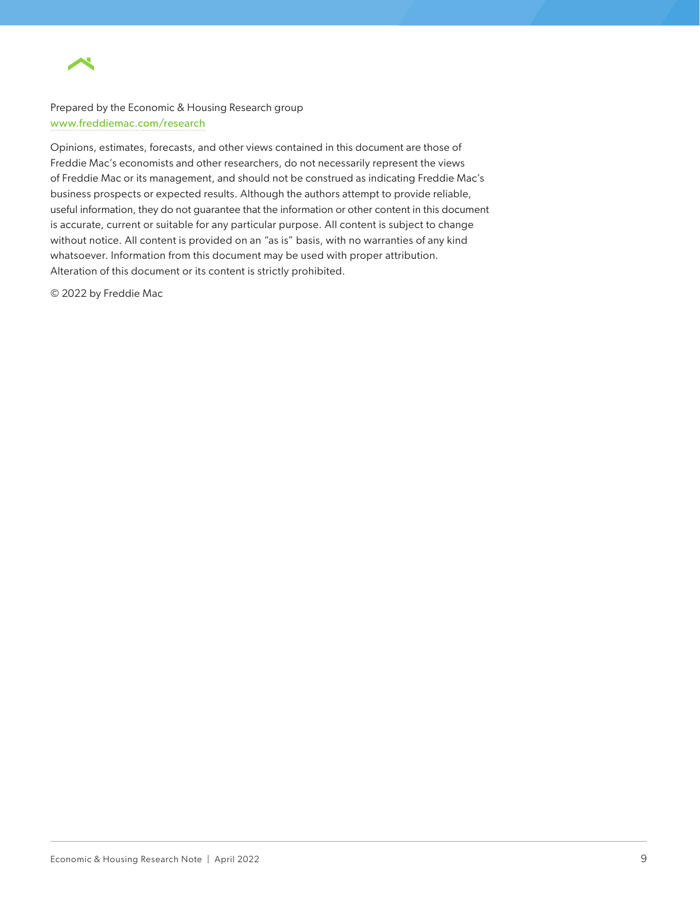Prepared by the Economic & Housing Research group
www.freddiemac.com/research

Opinions, estimates, forecasts, and other views contained in this document are those of Freddie Mac's economists and other researchers, do not necessarily represent the views of Freddie Mac or its management, and should not be construed as indicating Freddie Mac's business prospects or expected results. Although the authors attempt to provide reliable, useful information, they do not guarantee that the information or other content in this document is accurate, current or suitable for any particular purpose. All content is subject to change without notice. All content is provided on an "as is" basis, with no warranties of any kind whatsoever. Information from this document may be used with proper attribution. Alteration of this document or its content is strictly prohibited.

© 2022 by Freddie Mac